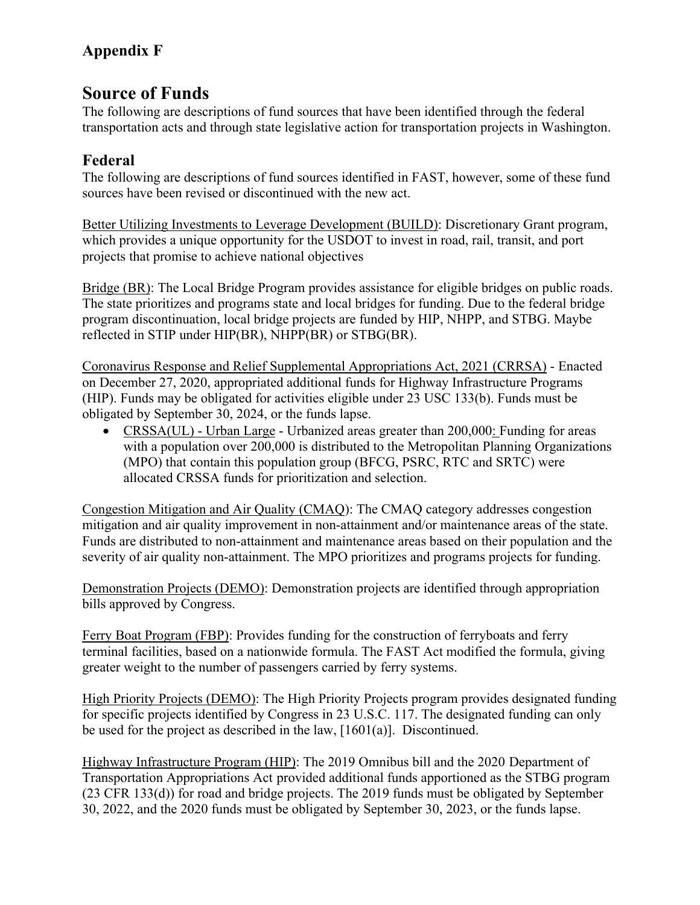## Appendix F

# Source of Funds

The following are descriptions of fund sources that have been identified through the federal transportation acts and through state legislative action for transportation projects in Washington.

## Federal

The following are descriptions of fund sources identified in FAST, however, some of these fund sources have been revised or discontinued with the new act.

Better Utilizing Investments to Leverage Development (BUILD): Discretionary Grant program, which provides a unique opportunity for the USDOT to invest in road, rail, transit, and port projects that promise to achieve national objectives

Bridge (BR): The Local Bridge Program provides assistance for eligible bridges on public roads. The state prioritizes and programs state and local bridges for funding. Due to the federal bridge program discontinuation, local bridge projects are funded by HIP, NHPP, and STBG. Maybe reflected in STIP under HIP(BR), NHPP(BR) or STBG(BR).

Coronavirus Response and Relief Supplemental Appropriations Act, 2021 (CRRSA) - Enacted on December 27, 2020, appropriated additional funds for Highway Infrastructure Programs (HIP). Funds may be obligated for activities eligible under 23 USC 133(b). Funds must be obligated by September 30, 2024, or the funds lapse.

- CRSSA(UL) - Urban Large - Urbanized areas greater than 200,000: Funding for areas with a population over 200,000 is distributed to the Metropolitan Planning Organizations (MPO) that contain this population group (BFCG, PSRC, RTC and SRTC) were allocated CRSSA funds for prioritization and selection.

Congestion Mitigation and Air Quality (CMAQ): The CMAQ category addresses congestion mitigation and air quality improvement in non-attainment and/or maintenance areas of the state. Funds are distributed to non-attainment and maintenance areas based on their population and the severity of air quality non-attainment. The MPO prioritizes and programs projects for funding.

Demonstration Projects (DEMO): Demonstration projects are identified through appropriation bills approved by Congress.

Ferry Boat Program (FBP): Provides funding for the construction of ferryboats and ferry terminal facilities, based on a nationwide formula. The FAST Act modified the formula, giving greater weight to the number of passengers carried by ferry systems.

High Priority Projects (DEMO): The High Priority Projects program provides designated funding for specific projects identified by Congress in 23 U.S.C. 117. The designated funding can only be used for the project as described in the law, [1601(a)]. Discontinued.

Highway Infrastructure Program (HIP): The 2019 Omnibus bill and the 2020 Department of Transportation Appropriations Act provided additional funds apportioned as the STBG program (23 CFR 133(d)) for road and bridge projects. The 2019 funds must be obligated by September 30, 2022, and the 2020 funds must be obligated by September 30, 2023, or the funds lapse.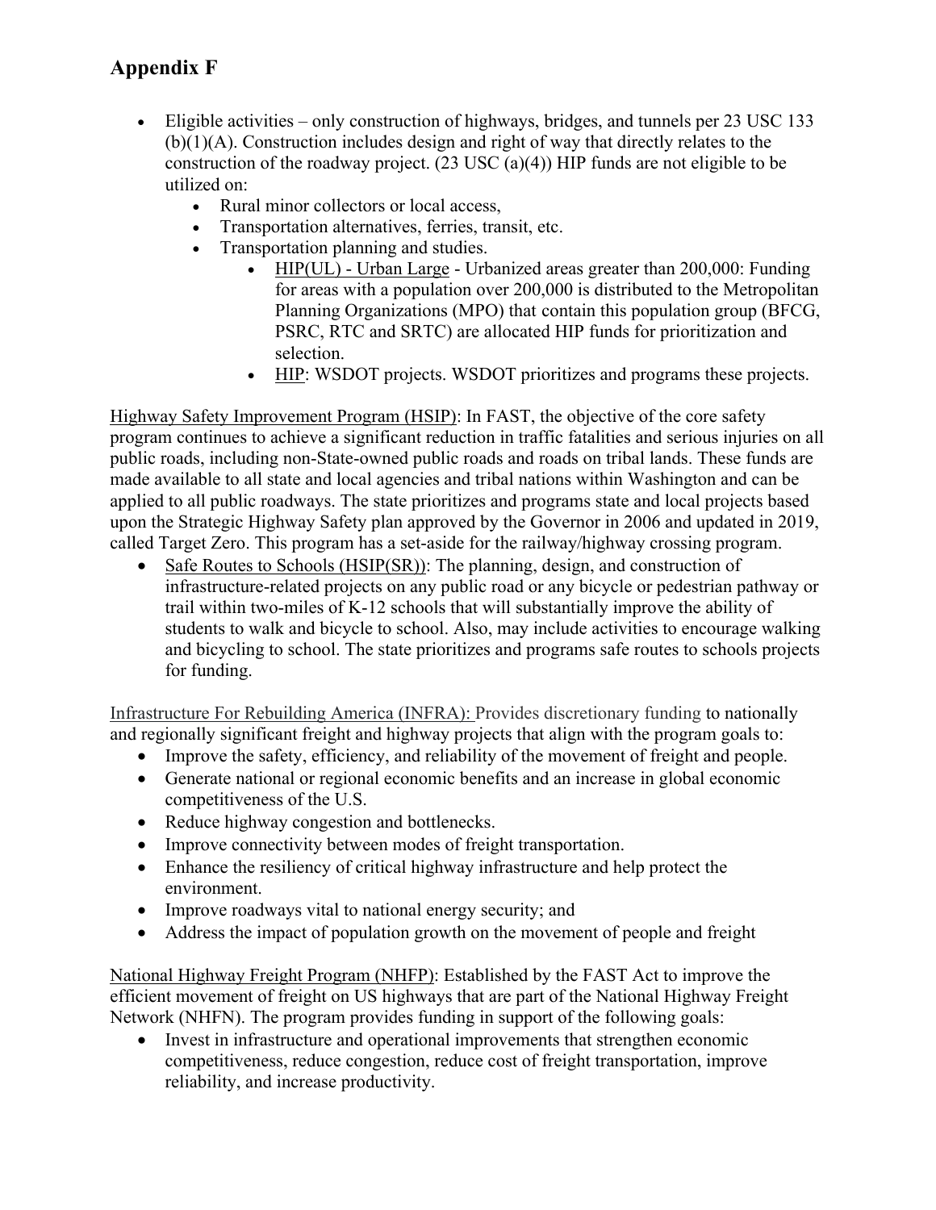# Appendix F

- Eligible activities – only construction of highways, bridges, and tunnels per 23 USC 133 (b)(1)(A). Construction includes design and right of way that directly relates to the construction of the roadway project. (23 USC (a)(4)) HIP funds are not eligible to be utilized on:
  - Rural minor collectors or local access,
  - Transportation alternatives, ferries, transit, etc.
  - Transportation planning and studies.
    - HIP(UL) - Urban Large - Urbanized areas greater than 200,000: Funding for areas with a population over 200,000 is distributed to the Metropolitan Planning Organizations (MPO) that contain this population group (BFCG, PSRC, RTC and SRTC) are allocated HIP funds for prioritization and selection.
    - HIP: WSDOT projects. WSDOT prioritizes and programs these projects.

Highway Safety Improvement Program (HSIP): In FAST, the objective of the core safety program continues to achieve a significant reduction in traffic fatalities and serious injuries on all public roads, including non-State-owned public roads and roads on tribal lands. These funds are made available to all state and local agencies and tribal nations within Washington and can be applied to all public roadways. The state prioritizes and programs state and local projects based upon the Strategic Highway Safety plan approved by the Governor in 2006 and updated in 2019, called Target Zero. This program has a set-aside for the railway/highway crossing program.

- Safe Routes to Schools (HSIP(SR)): The planning, design, and construction of infrastructure-related projects on any public road or any bicycle or pedestrian pathway or trail within two-miles of K-12 schools that will substantially improve the ability of students to walk and bicycle to school. Also, may include activities to encourage walking and bicycling to school. The state prioritizes and programs safe routes to schools projects for funding.

Infrastructure For Rebuilding America (INFRA): Provides discretionary funding to nationally and regionally significant freight and highway projects that align with the program goals to:

- Improve the safety, efficiency, and reliability of the movement of freight and people.
- Generate national or regional economic benefits and an increase in global economic competitiveness of the U.S.
- Reduce highway congestion and bottlenecks.
- Improve connectivity between modes of freight transportation.
- Enhance the resiliency of critical highway infrastructure and help protect the environment.
- Improve roadways vital to national energy security; and
- Address the impact of population growth on the movement of people and freight

National Highway Freight Program (NHFP): Established by the FAST Act to improve the efficient movement of freight on US highways that are part of the National Highway Freight Network (NHFN). The program provides funding in support of the following goals:

- Invest in infrastructure and operational improvements that strengthen economic competitiveness, reduce congestion, reduce cost of freight transportation, improve reliability, and increase productivity.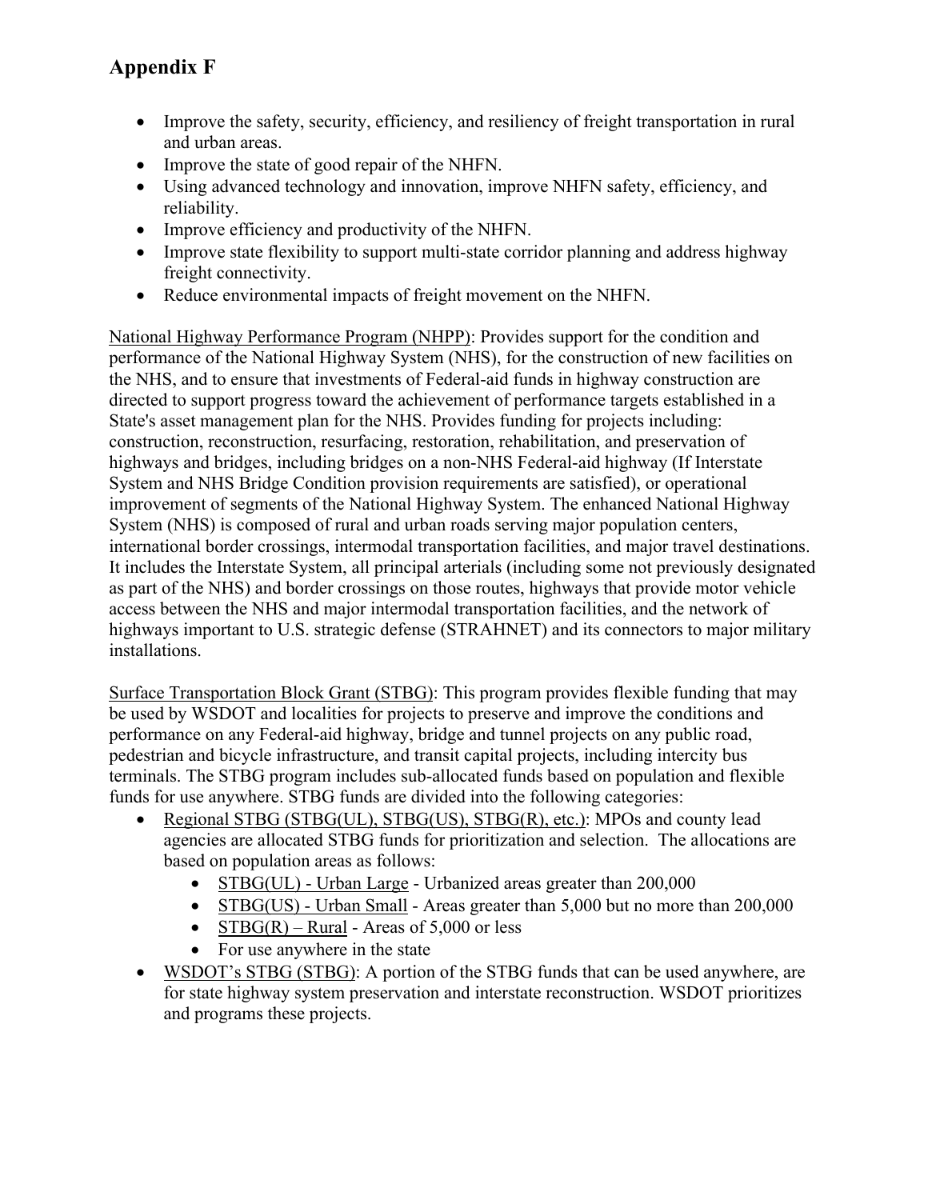# Appendix F

- Improve the safety, security, efficiency, and resiliency of freight transportation in rural and urban areas.
- Improve the state of good repair of the NHFN.
- Using advanced technology and innovation, improve NHFN safety, efficiency, and reliability.
- Improve efficiency and productivity of the NHFN.
- Improve state flexibility to support multi-state corridor planning and address highway freight connectivity.
- Reduce environmental impacts of freight movement on the NHFN.

<u>National Highway Performance Program (NHPP)</u>: Provides support for the condition and performance of the National Highway System (NHS), for the construction of new facilities on the NHS, and to ensure that investments of Federal-aid funds in highway construction are directed to support progress toward the achievement of performance targets established in a State's asset management plan for the NHS. Provides funding for projects including: construction, reconstruction, resurfacing, restoration, rehabilitation, and preservation of highways and bridges, including bridges on a non-NHS Federal-aid highway (If Interstate System and NHS Bridge Condition provision requirements are satisfied), or operational improvement of segments of the National Highway System. The enhanced National Highway System (NHS) is composed of rural and urban roads serving major population centers, international border crossings, intermodal transportation facilities, and major travel destinations. It includes the Interstate System, all principal arterials (including some not previously designated as part of the NHS) and border crossings on those routes, highways that provide motor vehicle access between the NHS and major intermodal transportation facilities, and the network of highways important to U.S. strategic defense (STRAHNET) and its connectors to major military installations.

<u>Surface Transportation Block Grant (STBG)</u>: This program provides flexible funding that may be used by WSDOT and localities for projects to preserve and improve the conditions and performance on any Federal-aid highway, bridge and tunnel projects on any public road, pedestrian and bicycle infrastructure, and transit capital projects, including intercity bus terminals. The STBG program includes sub-allocated funds based on population and flexible funds for use anywhere. STBG funds are divided into the following categories:

- <u>Regional STBG (STBG(UL), STBG(US), STBG(R), etc.)</u>: MPOs and county lead agencies are allocated STBG funds for prioritization and selection. The allocations are based on population areas as follows:
  - <u>STBG(UL) - Urban Large</u> - Urbanized areas greater than 200,000
  - <u>STBG(US) - Urban Small</u> - Areas greater than 5,000 but no more than 200,000
  - <u>STBG(R) – Rural</u> - Areas of 5,000 or less
  - For use anywhere in the state
- <u>WSDOT's STBG (STBG)</u>: A portion of the STBG funds that can be used anywhere, are for state highway system preservation and interstate reconstruction. WSDOT prioritizes and programs these projects.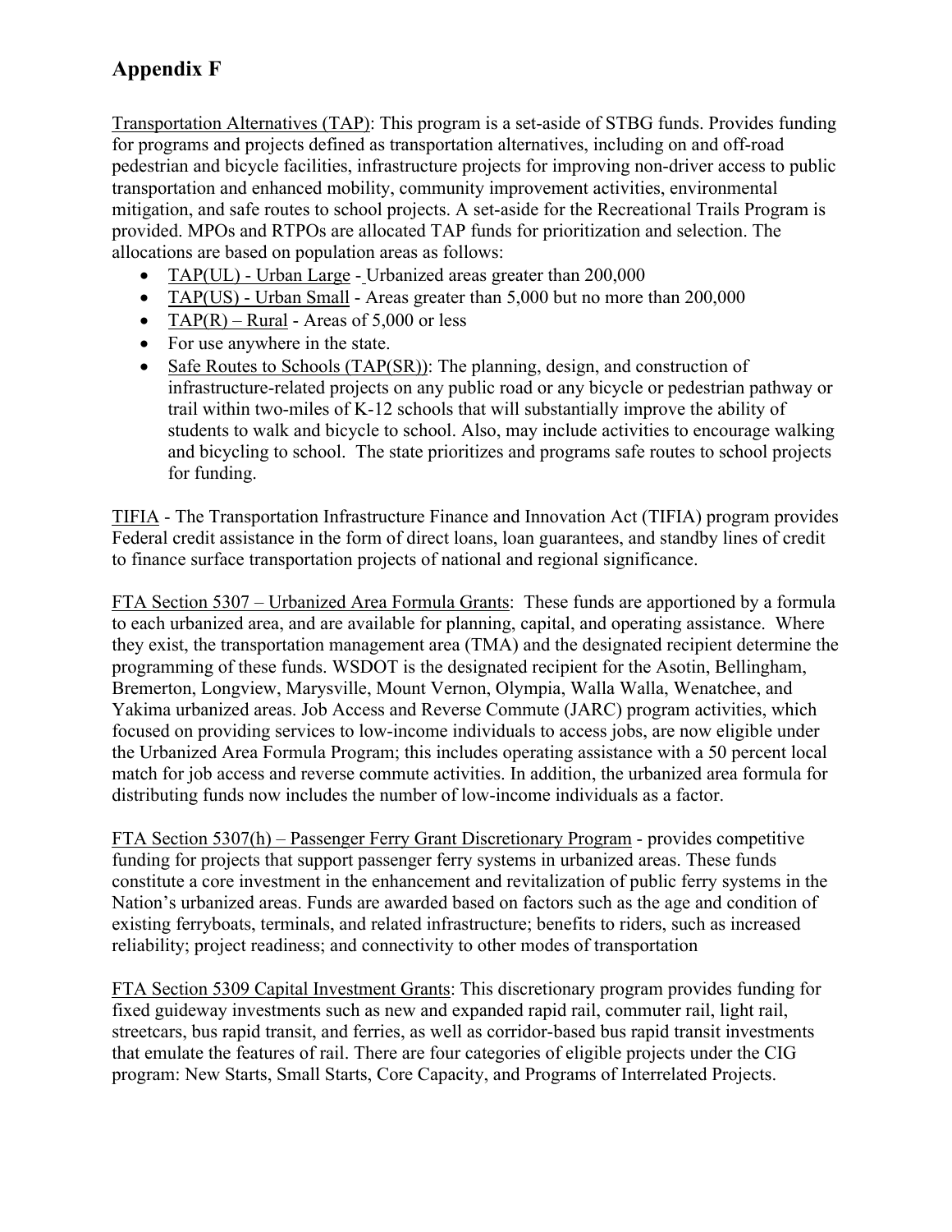# Appendix F

<u>Transportation Alternatives (TAP)</u>: This program is a set-aside of STBG funds. Provides funding for programs and projects defined as transportation alternatives, including on and off-road pedestrian and bicycle facilities, infrastructure projects for improving non-driver access to public transportation and enhanced mobility, community improvement activities, environmental mitigation, and safe routes to school projects. A set-aside for the Recreational Trails Program is provided. MPOs and RTPOs are allocated TAP funds for prioritization and selection. The allocations are based on population areas as follows:

- <u>TAP(UL) - Urban Large</u> - Urbanized areas greater than 200,000
- <u>TAP(US) - Urban Small</u> - Areas greater than 5,000 but no more than 200,000
- <u>TAP(R) – Rural</u> - Areas of 5,000 or less
- For use anywhere in the state.
- <u>Safe Routes to Schools (TAP(SR))</u>: The planning, design, and construction of infrastructure-related projects on any public road or any bicycle or pedestrian pathway or trail within two-miles of K-12 schools that will substantially improve the ability of students to walk and bicycle to school. Also, may include activities to encourage walking and bicycling to school. The state prioritizes and programs safe routes to school projects for funding.

<u>TIFIA</u> - The Transportation Infrastructure Finance and Innovation Act (TIFIA) program provides Federal credit assistance in the form of direct loans, loan guarantees, and standby lines of credit to finance surface transportation projects of national and regional significance.

<u>FTA Section 5307 – Urbanized Area Formula Grants</u>: These funds are apportioned by a formula to each urbanized area, and are available for planning, capital, and operating assistance. Where they exist, the transportation management area (TMA) and the designated recipient determine the programming of these funds. WSDOT is the designated recipient for the Asotin, Bellingham, Bremerton, Longview, Marysville, Mount Vernon, Olympia, Walla Walla, Wenatchee, and Yakima urbanized areas. Job Access and Reverse Commute (JARC) program activities, which focused on providing services to low-income individuals to access jobs, are now eligible under the Urbanized Area Formula Program; this includes operating assistance with a 50 percent local match for job access and reverse commute activities. In addition, the urbanized area formula for distributing funds now includes the number of low-income individuals as a factor.

<u>FTA Section 5307(h) – Passenger Ferry Grant Discretionary Program</u> - provides competitive funding for projects that support passenger ferry systems in urbanized areas. These funds constitute a core investment in the enhancement and revitalization of public ferry systems in the Nation's urbanized areas. Funds are awarded based on factors such as the age and condition of existing ferryboats, terminals, and related infrastructure; benefits to riders, such as increased reliability; project readiness; and connectivity to other modes of transportation

<u>FTA Section 5309 Capital Investment Grants</u>: This discretionary program provides funding for fixed guideway investments such as new and expanded rapid rail, commuter rail, light rail, streetcars, bus rapid transit, and ferries, as well as corridor-based bus rapid transit investments that emulate the features of rail. There are four categories of eligible projects under the CIG program: New Starts, Small Starts, Core Capacity, and Programs of Interrelated Projects.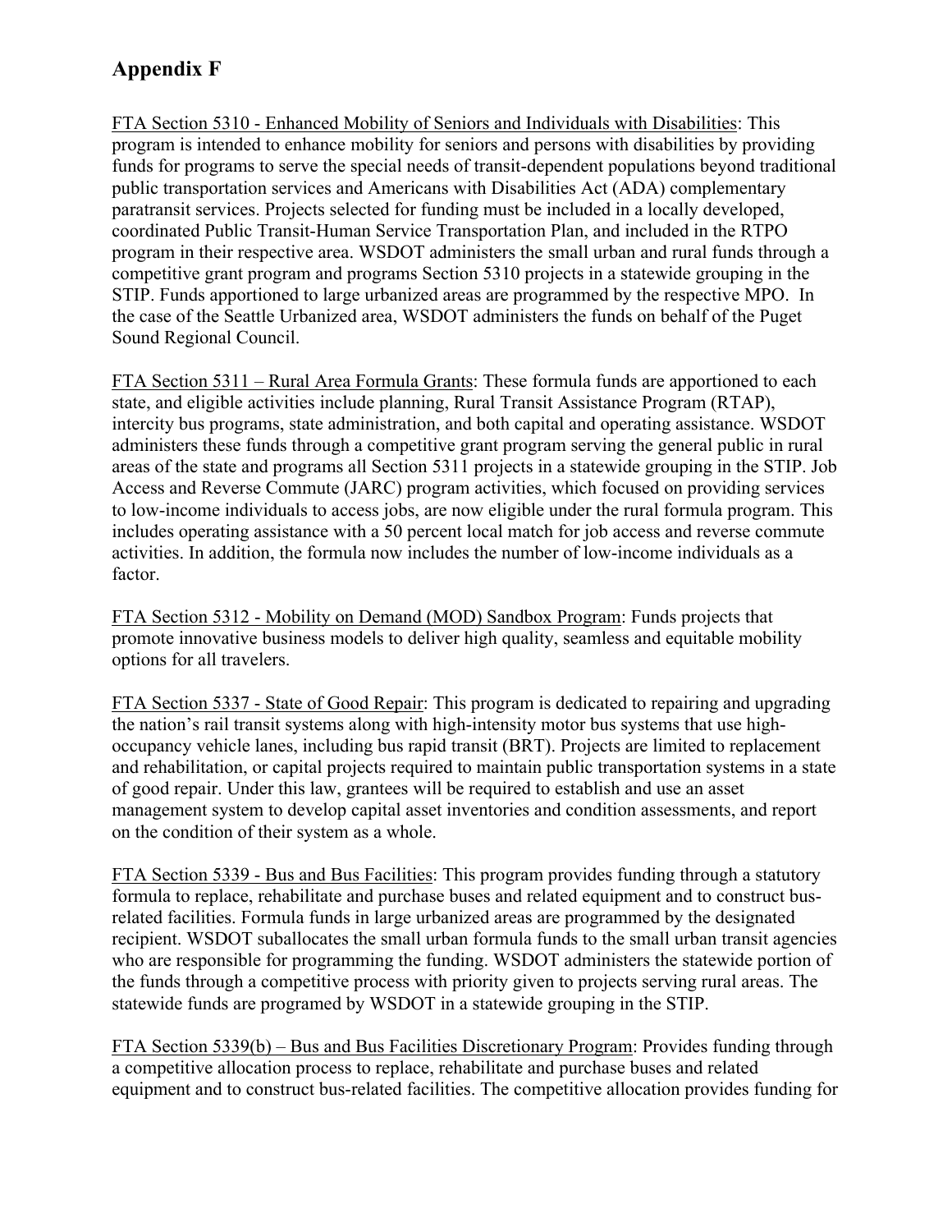## Appendix F

<u>FTA Section 5310 - Enhanced Mobility of Seniors and Individuals with Disabilities</u>: This program is intended to enhance mobility for seniors and persons with disabilities by providing funds for programs to serve the special needs of transit-dependent populations beyond traditional public transportation services and Americans with Disabilities Act (ADA) complementary paratransit services. Projects selected for funding must be included in a locally developed, coordinated Public Transit-Human Service Transportation Plan, and included in the RTPO program in their respective area. WSDOT administers the small urban and rural funds through a competitive grant program and programs Section 5310 projects in a statewide grouping in the STIP. Funds apportioned to large urbanized areas are programmed by the respective MPO. In the case of the Seattle Urbanized area, WSDOT administers the funds on behalf of the Puget Sound Regional Council.

<u>FTA Section 5311 – Rural Area Formula Grants</u>: These formula funds are apportioned to each state, and eligible activities include planning, Rural Transit Assistance Program (RTAP), intercity bus programs, state administration, and both capital and operating assistance. WSDOT administers these funds through a competitive grant program serving the general public in rural areas of the state and programs all Section 5311 projects in a statewide grouping in the STIP. Job Access and Reverse Commute (JARC) program activities, which focused on providing services to low-income individuals to access jobs, are now eligible under the rural formula program. This includes operating assistance with a 50 percent local match for job access and reverse commute activities. In addition, the formula now includes the number of low-income individuals as a factor.

<u>FTA Section 5312 - Mobility on Demand (MOD) Sandbox Program</u>: Funds projects that promote innovative business models to deliver high quality, seamless and equitable mobility options for all travelers.

<u>FTA Section 5337 - State of Good Repair</u>: This program is dedicated to repairing and upgrading the nation's rail transit systems along with high-intensity motor bus systems that use high-occupancy vehicle lanes, including bus rapid transit (BRT). Projects are limited to replacement and rehabilitation, or capital projects required to maintain public transportation systems in a state of good repair. Under this law, grantees will be required to establish and use an asset management system to develop capital asset inventories and condition assessments, and report on the condition of their system as a whole.

<u>FTA Section 5339 - Bus and Bus Facilities</u>: This program provides funding through a statutory formula to replace, rehabilitate and purchase buses and related equipment and to construct bus-related facilities. Formula funds in large urbanized areas are programmed by the designated recipient. WSDOT suballocates the small urban formula funds to the small urban transit agencies who are responsible for programming the funding. WSDOT administers the statewide portion of the funds through a competitive process with priority given to projects serving rural areas. The statewide funds are programed by WSDOT in a statewide grouping in the STIP.

<u>FTA Section 5339(b) – Bus and Bus Facilities Discretionary Program</u>: Provides funding through a competitive allocation process to replace, rehabilitate and purchase buses and related equipment and to construct bus-related facilities. The competitive allocation provides funding for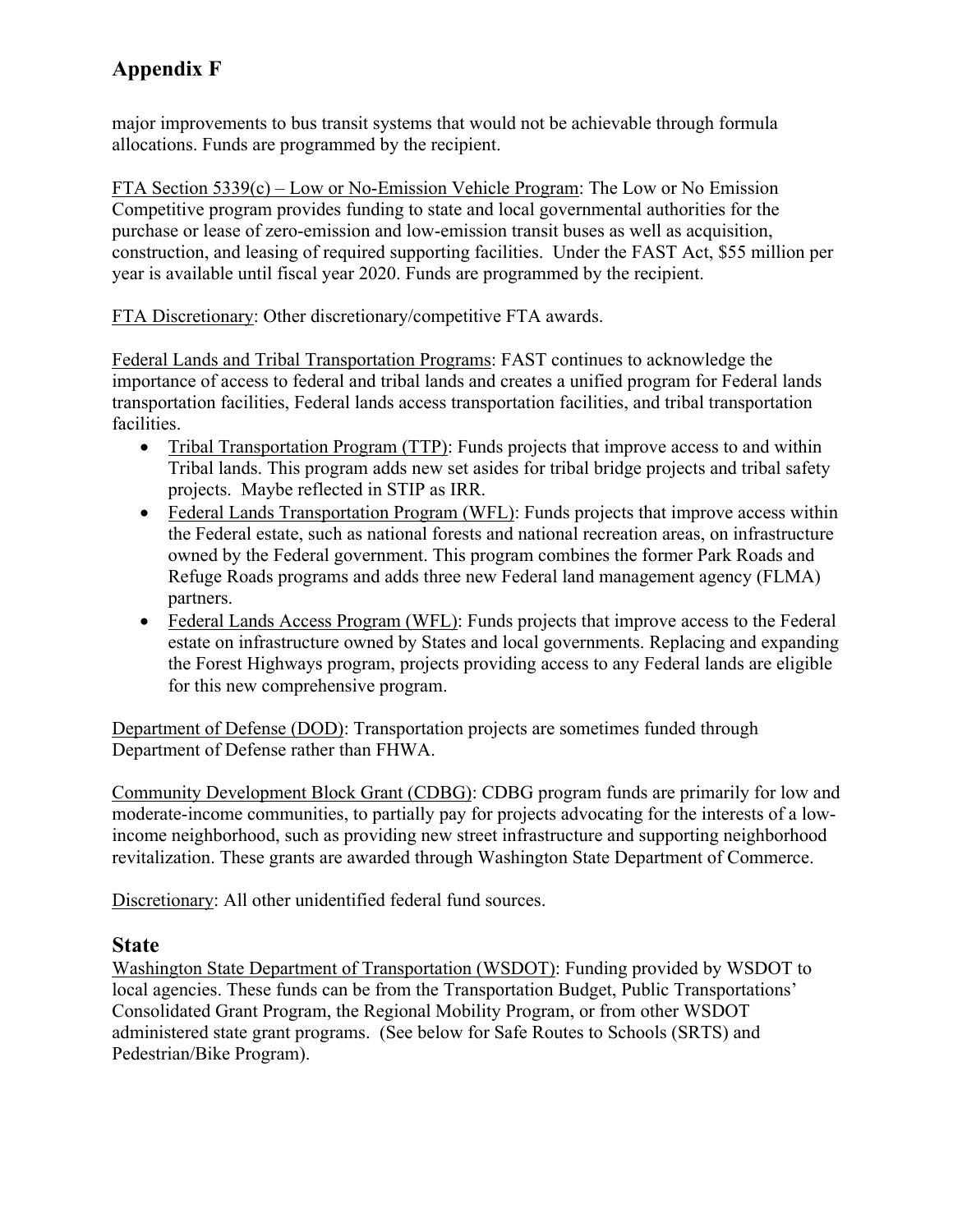# Appendix F

major improvements to bus transit systems that would not be achievable through formula allocations. Funds are programmed by the recipient.

<u>FTA Section 5339(c) – Low or No-Emission Vehicle Program</u>: The Low or No Emission Competitive program provides funding to state and local governmental authorities for the purchase or lease of zero-emission and low-emission transit buses as well as acquisition, construction, and leasing of required supporting facilities. Under the FAST Act, $55 million per year is available until fiscal year 2020. Funds are programmed by the recipient.

<u>FTA Discretionary</u>: Other discretionary/competitive FTA awards.

<u>Federal Lands and Tribal Transportation Programs</u>: FAST continues to acknowledge the importance of access to federal and tribal lands and creates a unified program for Federal lands transportation facilities, Federal lands access transportation facilities, and tribal transportation facilities.

- <u>Tribal Transportation Program (TTP)</u>: Funds projects that improve access to and within Tribal lands. This program adds new set asides for tribal bridge projects and tribal safety projects. Maybe reflected in STIP as IRR.
- <u>Federal Lands Transportation Program (WFL)</u>: Funds projects that improve access within the Federal estate, such as national forests and national recreation areas, on infrastructure owned by the Federal government. This program combines the former Park Roads and Refuge Roads programs and adds three new Federal land management agency (FLMA) partners.
- <u>Federal Lands Access Program (WFL)</u>: Funds projects that improve access to the Federal estate on infrastructure owned by States and local governments. Replacing and expanding the Forest Highways program, projects providing access to any Federal lands are eligible for this new comprehensive program.

<u>Department of Defense (DOD)</u>: Transportation projects are sometimes funded through Department of Defense rather than FHWA.

<u>Community Development Block Grant (CDBG)</u>: CDBG program funds are primarily for low and moderate-income communities, to partially pay for projects advocating for the interests of a low-income neighborhood, such as providing new street infrastructure and supporting neighborhood revitalization. These grants are awarded through Washington State Department of Commerce.

<u>Discretionary</u>: All other unidentified federal fund sources.

## State

<u>Washington State Department of Transportation (WSDOT)</u>: Funding provided by WSDOT to local agencies. These funds can be from the Transportation Budget, Public Transportations' Consolidated Grant Program, the Regional Mobility Program, or from other WSDOT administered state grant programs. (See below for Safe Routes to Schools (SRTS) and Pedestrian/Bike Program).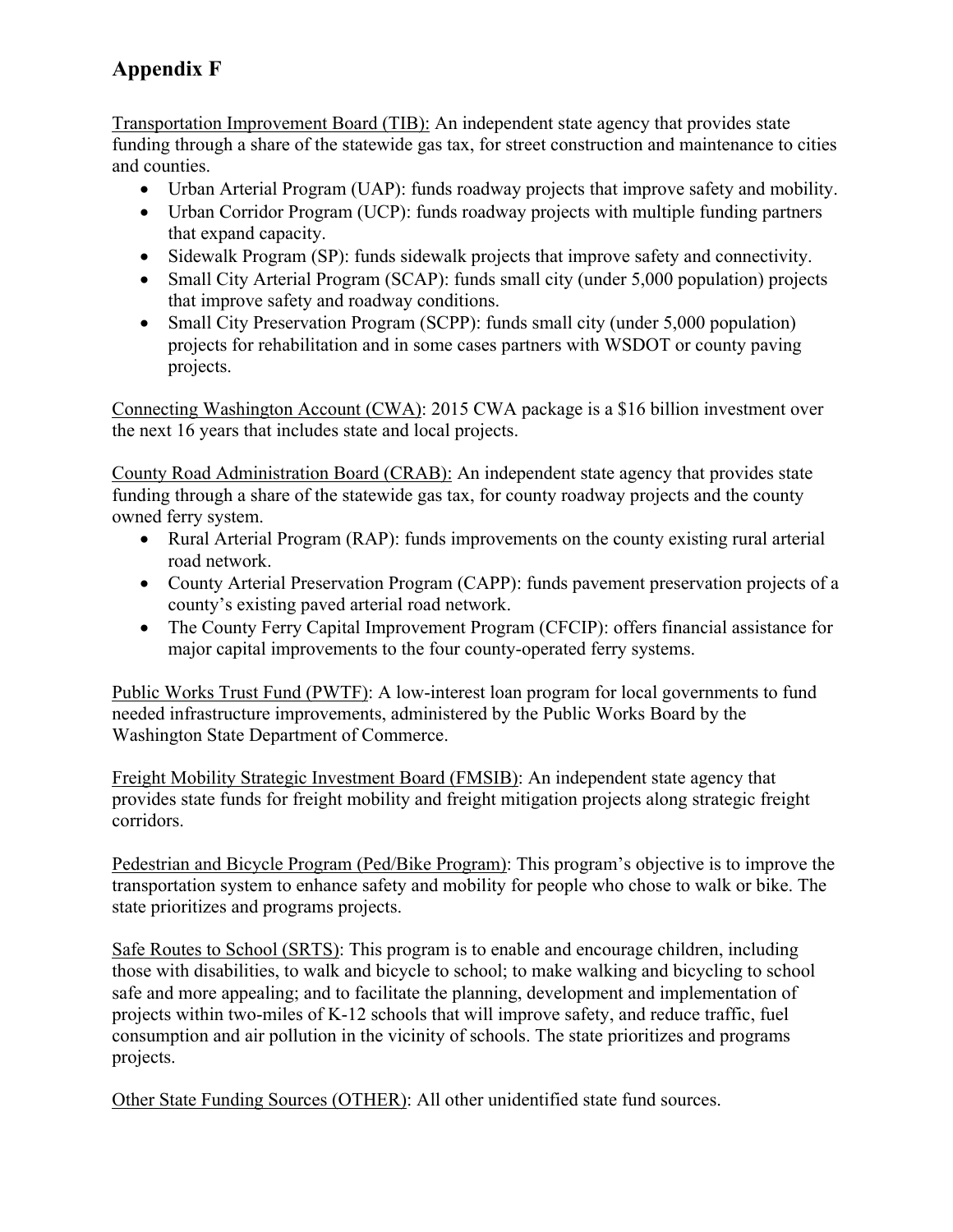# Appendix F

Transportation Improvement Board (TIB): An independent state agency that provides state funding through a share of the statewide gas tax, for street construction and maintenance to cities and counties.

- Urban Arterial Program (UAP): funds roadway projects that improve safety and mobility.
- Urban Corridor Program (UCP): funds roadway projects with multiple funding partners that expand capacity.
- Sidewalk Program (SP): funds sidewalk projects that improve safety and connectivity.
- Small City Arterial Program (SCAP): funds small city (under 5,000 population) projects that improve safety and roadway conditions.
- Small City Preservation Program (SCPP): funds small city (under 5,000 population) projects for rehabilitation and in some cases partners with WSDOT or county paving projects.

Connecting Washington Account (CWA): 2015 CWA package is a $16 billion investment over the next 16 years that includes state and local projects.

County Road Administration Board (CRAB): An independent state agency that provides state funding through a share of the statewide gas tax, for county roadway projects and the county owned ferry system.

- Rural Arterial Program (RAP): funds improvements on the county existing rural arterial road network.
- County Arterial Preservation Program (CAPP): funds pavement preservation projects of a county's existing paved arterial road network.
- The County Ferry Capital Improvement Program (CFCIP): offers financial assistance for major capital improvements to the four county-operated ferry systems.

Public Works Trust Fund (PWTF): A low-interest loan program for local governments to fund needed infrastructure improvements, administered by the Public Works Board by the Washington State Department of Commerce.

Freight Mobility Strategic Investment Board (FMSIB): An independent state agency that provides state funds for freight mobility and freight mitigation projects along strategic freight corridors.

Pedestrian and Bicycle Program (Ped/Bike Program): This program's objective is to improve the transportation system to enhance safety and mobility for people who chose to walk or bike. The state prioritizes and programs projects.

Safe Routes to School (SRTS): This program is to enable and encourage children, including those with disabilities, to walk and bicycle to school; to make walking and bicycling to school safe and more appealing; and to facilitate the planning, development and implementation of projects within two-miles of K-12 schools that will improve safety, and reduce traffic, fuel consumption and air pollution in the vicinity of schools. The state prioritizes and programs projects.

Other State Funding Sources (OTHER): All other unidentified state fund sources.